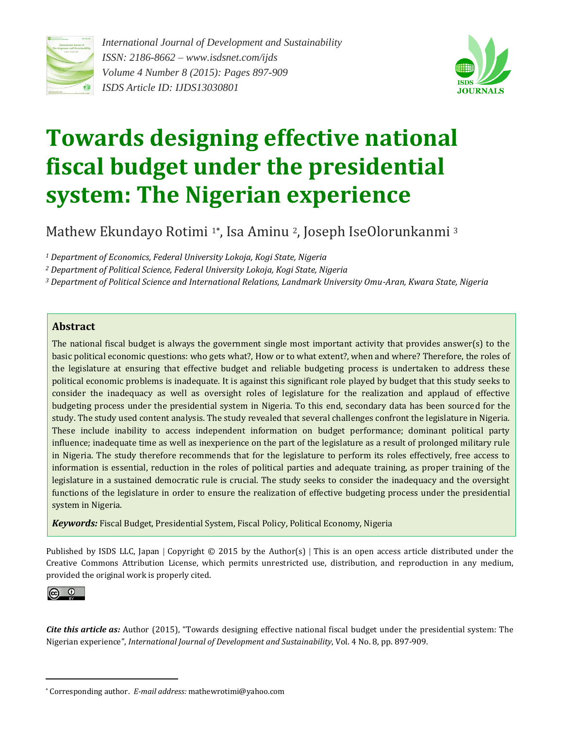*International Journal of Development and Sustainability*
*ISSN: 2186-8662 – www.isdsnet.com/ijds*
*Volume 4 Number 8 (2015): Pages 897-909*
*ISDS Article ID: IJDS13030801*

# Towards designing effective national fiscal budget under the presidential system: The Nigerian experience

Mathew Ekundayo Rotimi [1*], Isa Aminu [2], Joseph IseOlorunkanmi [3]

*[1] Department of Economics, Federal University Lokoja, Kogi State, Nigeria*
*[2] Department of Political Science, Federal University Lokoja, Kogi State, Nigeria*
*[3] Department of Political Science and International Relations, Landmark University Omu-Aran, Kwara State, Nigeria*

## Abstract

The national fiscal budget is always the government single most important activity that provides answer(s) to the basic political economic questions: who gets what?, How or to what extent?, when and where? Therefore, the roles of the legislature at ensuring that effective budget and reliable budgeting process is undertaken to address these political economic problems is inadequate. It is against this significant role played by budget that this study seeks to consider the inadequacy as well as oversight roles of legislature for the realization and applaud of effective budgeting process under the presidential system in Nigeria. To this end, secondary data has been sourced for the study. The study used content analysis. The study revealed that several challenges confront the legislature in Nigeria. These include inability to access independent information on budget performance; dominant political party influence; inadequate time as well as inexperience on the part of the legislature as a result of prolonged military rule in Nigeria. The study therefore recommends that for the legislature to perform its roles effectively, free access to information is essential, reduction in the roles of political parties and adequate training, as proper training of the legislature in a sustained democratic rule is crucial. The study seeks to consider the inadequacy and the oversight functions of the legislature in order to ensure the realization of effective budgeting process under the presidential system in Nigeria.

***Keywords:*** Fiscal Budget, Presidential System, Fiscal Policy, Political Economy, Nigeria

Published by ISDS LLC, Japan | Copyright © 2015 by the Author(s) | This is an open access article distributed under the Creative Commons Attribution License, which permits unrestricted use, distribution, and reproduction in any medium, provided the original work is properly cited.

***Cite this article as:*** Author (2015), "Towards designing effective national fiscal budget under the presidential system: The Nigerian experience", *International Journal of Development and Sustainability*, Vol. 4 No. 8, pp. 897-909.

[*] Corresponding author. *E-mail address:* mathewrotimi@yahoo.com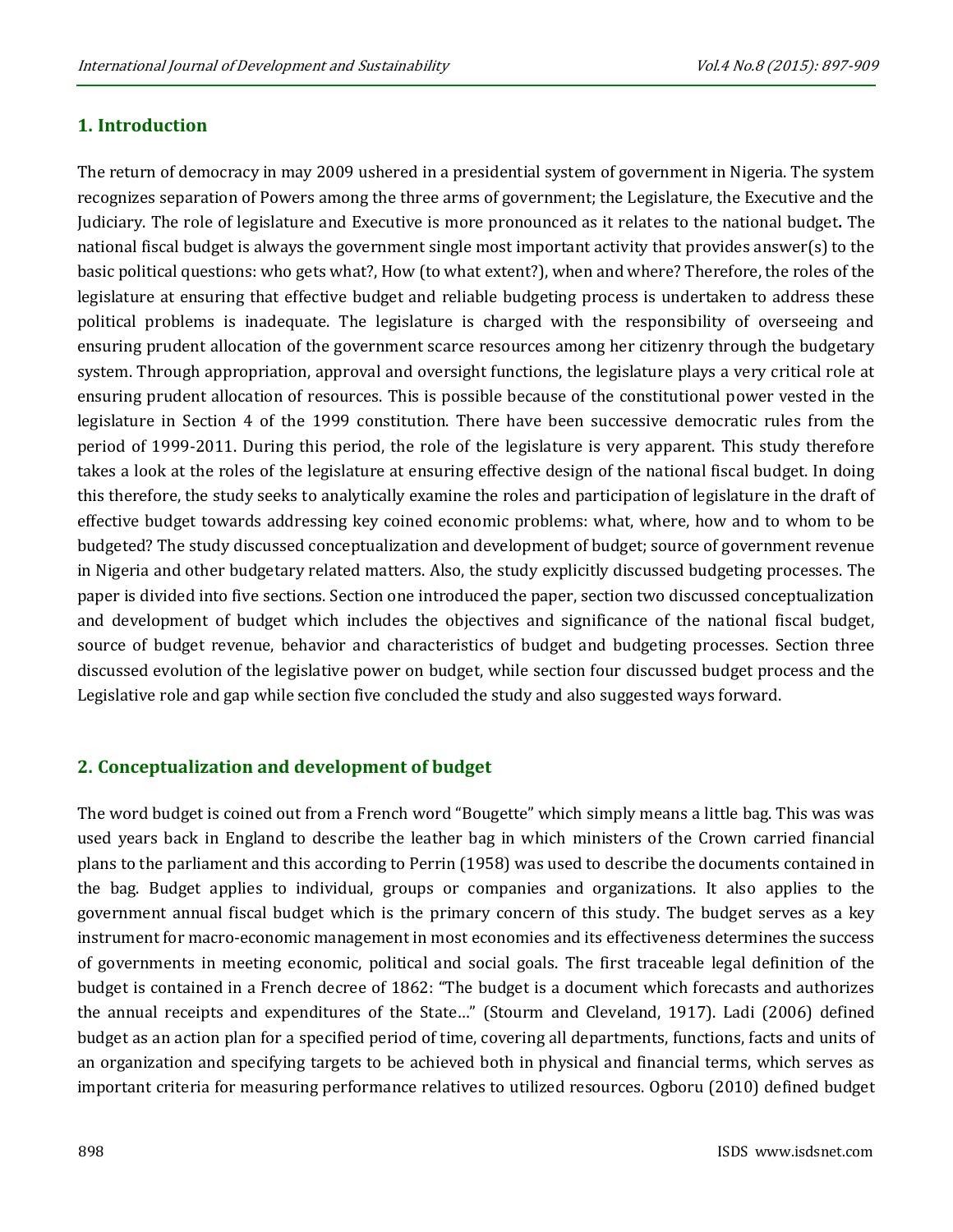## 1. Introduction

The return of democracy in may 2009 ushered in a presidential system of government in Nigeria. The system recognizes separation of Powers among the three arms of government; the Legislature, the Executive and the Judiciary. The role of legislature and Executive is more pronounced as it relates to the national budget**.** The national fiscal budget is always the government single most important activity that provides answer(s) to the basic political questions: who gets what?, How (to what extent?), when and where? Therefore, the roles of the legislature at ensuring that effective budget and reliable budgeting process is undertaken to address these political problems is inadequate. The legislature is charged with the responsibility of overseeing and ensuring prudent allocation of the government scarce resources among her citizenry through the budgetary system. Through appropriation, approval and oversight functions, the legislature plays a very critical role at ensuring prudent allocation of resources. This is possible because of the constitutional power vested in the legislature in Section 4 of the 1999 constitution. There have been successive democratic rules from the period of 1999-2011. During this period, the role of the legislature is very apparent. This study therefore takes a look at the roles of the legislature at ensuring effective design of the national fiscal budget. In doing this therefore, the study seeks to analytically examine the roles and participation of legislature in the draft of effective budget towards addressing key coined economic problems: what, where, how and to whom to be budgeted? The study discussed conceptualization and development of budget; source of government revenue in Nigeria and other budgetary related matters. Also, the study explicitly discussed budgeting processes. The paper is divided into five sections. Section one introduced the paper, section two discussed conceptualization and development of budget which includes the objectives and significance of the national fiscal budget, source of budget revenue, behavior and characteristics of budget and budgeting processes. Section three discussed evolution of the legislative power on budget, while section four discussed budget process and the Legislative role and gap while section five concluded the study and also suggested ways forward.

## 2. Conceptualization and development of budget

The word budget is coined out from a French word "Bougette" which simply means a little bag. This was was used years back in England to describe the leather bag in which ministers of the Crown carried financial plans to the parliament and this according to Perrin (1958) was used to describe the documents contained in the bag. Budget applies to individual, groups or companies and organizations. It also applies to the government annual fiscal budget which is the primary concern of this study. The budget serves as a key instrument for macro-economic management in most economies and its effectiveness determines the success of governments in meeting economic, political and social goals. The first traceable legal definition of the budget is contained in a French decree of 1862: "The budget is a document which forecasts and authorizes the annual receipts and expenditures of the State…" (Stourm and Cleveland, 1917). Ladi (2006) defined budget as an action plan for a specified period of time, covering all departments, functions, facts and units of an organization and specifying targets to be achieved both in physical and financial terms, which serves as important criteria for measuring performance relatives to utilized resources. Ogboru (2010) defined budget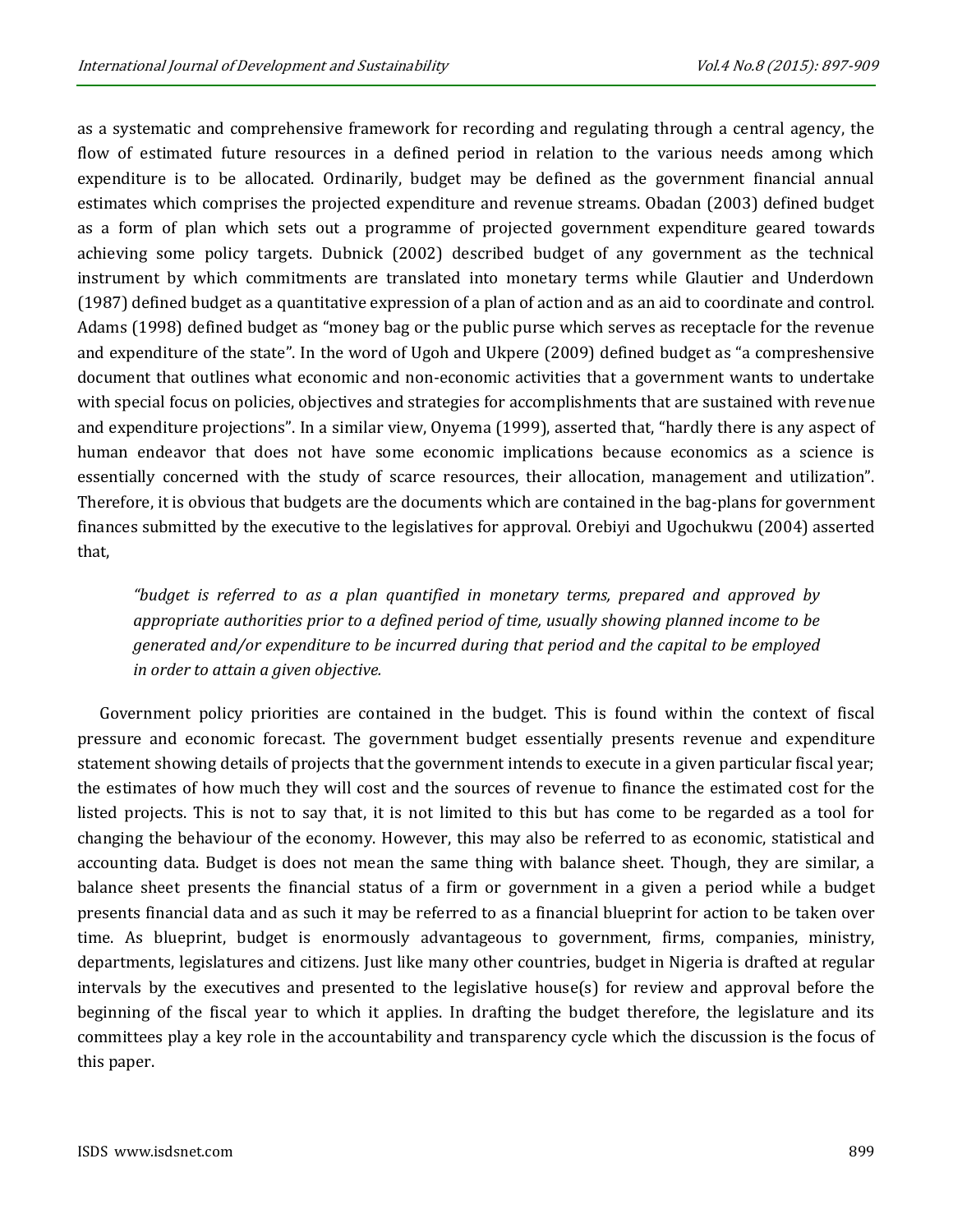as a systematic and comprehensive framework for recording and regulating through a central agency, the flow of estimated future resources in a defined period in relation to the various needs among which expenditure is to be allocated. Ordinarily, budget may be defined as the government financial annual estimates which comprises the projected expenditure and revenue streams. Obadan (2003) defined budget as a form of plan which sets out a programme of projected government expenditure geared towards achieving some policy targets. Dubnick (2002) described budget of any government as the technical instrument by which commitments are translated into monetary terms while Glautier and Underdown (1987) defined budget as a quantitative expression of a plan of action and as an aid to coordinate and control. Adams (1998) defined budget as "money bag or the public purse which serves as receptacle for the revenue and expenditure of the state". In the word of Ugoh and Ukpere (2009) defined budget as "a compreshensive document that outlines what economic and non-economic activities that a government wants to undertake with special focus on policies, objectives and strategies for accomplishments that are sustained with revenue and expenditure projections". In a similar view, Onyema (1999), asserted that, "hardly there is any aspect of human endeavor that does not have some economic implications because economics as a science is essentially concerned with the study of scarce resources, their allocation, management and utilization". Therefore, it is obvious that budgets are the documents which are contained in the bag-plans for government finances submitted by the executive to the legislatives for approval. Orebiyi and Ugochukwu (2004) asserted that,

> *"budget is referred to as a plan quantified in monetary terms, prepared and approved by appropriate authorities prior to a defined period of time, usually showing planned income to be generated and/or expenditure to be incurred during that period and the capital to be employed in order to attain a given objective.*

Government policy priorities are contained in the budget. This is found within the context of fiscal pressure and economic forecast. The government budget essentially presents revenue and expenditure statement showing details of projects that the government intends to execute in a given particular fiscal year; the estimates of how much they will cost and the sources of revenue to finance the estimated cost for the listed projects. This is not to say that, it is not limited to this but has come to be regarded as a tool for changing the behaviour of the economy. However, this may also be referred to as economic, statistical and accounting data. Budget is does not mean the same thing with balance sheet. Though, they are similar, a balance sheet presents the financial status of a firm or government in a given a period while a budget presents financial data and as such it may be referred to as a financial blueprint for action to be taken over time. As blueprint, budget is enormously advantageous to government, firms, companies, ministry, departments, legislatures and citizens. Just like many other countries, budget in Nigeria is drafted at regular intervals by the executives and presented to the legislative house(s) for review and approval before the beginning of the fiscal year to which it applies. In drafting the budget therefore, the legislature and its committees play a key role in the accountability and transparency cycle which the discussion is the focus of this paper.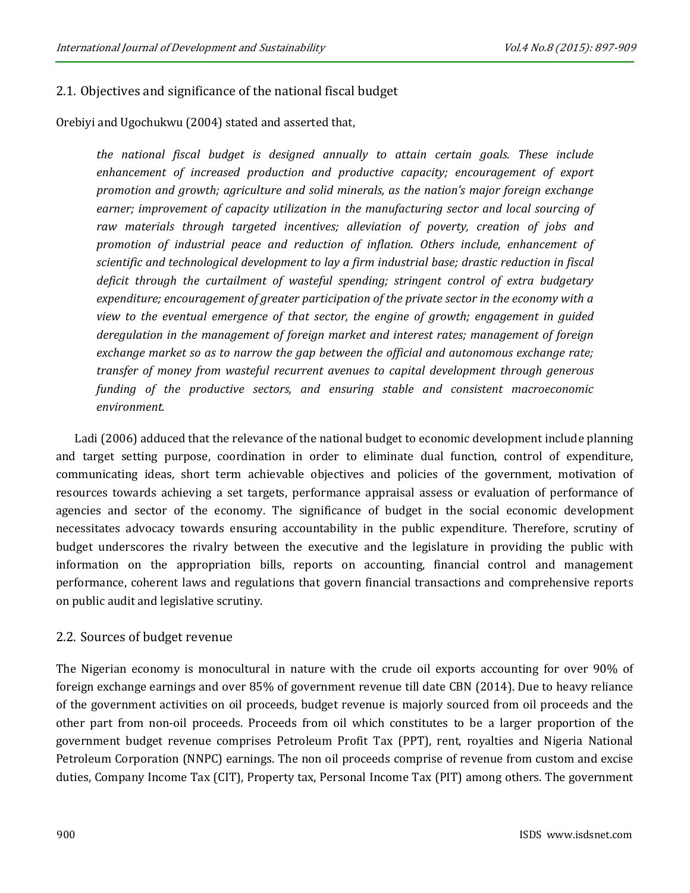## 2.1. Objectives and significance of the national fiscal budget

Orebiyi and Ugochukwu (2004) stated and asserted that,

> *the national fiscal budget is designed annually to attain certain goals. These include enhancement of increased production and productive capacity; encouragement of export promotion and growth; agriculture and solid minerals, as the nation's major foreign exchange earner; improvement of capacity utilization in the manufacturing sector and local sourcing of raw materials through targeted incentives; alleviation of poverty, creation of jobs and promotion of industrial peace and reduction of inflation. Others include, enhancement of scientific and technological development to lay a firm industrial base; drastic reduction in fiscal deficit through the curtailment of wasteful spending; stringent control of extra budgetary expenditure; encouragement of greater participation of the private sector in the economy with a view to the eventual emergence of that sector, the engine of growth; engagement in guided deregulation in the management of foreign market and interest rates; management of foreign exchange market so as to narrow the gap between the official and autonomous exchange rate; transfer of money from wasteful recurrent avenues to capital development through generous funding of the productive sectors, and ensuring stable and consistent macroeconomic environment.*

Ladi (2006) adduced that the relevance of the national budget to economic development include planning and target setting purpose, coordination in order to eliminate dual function, control of expenditure, communicating ideas, short term achievable objectives and policies of the government, motivation of resources towards achieving a set targets, performance appraisal assess or evaluation of performance of agencies and sector of the economy. The significance of budget in the social economic development necessitates advocacy towards ensuring accountability in the public expenditure. Therefore, scrutiny of budget underscores the rivalry between the executive and the legislature in providing the public with information on the appropriation bills, reports on accounting, financial control and management performance, coherent laws and regulations that govern financial transactions and comprehensive reports on public audit and legislative scrutiny.

## 2.2. Sources of budget revenue

The Nigerian economy is monocultural in nature with the crude oil exports accounting for over 90% of foreign exchange earnings and over 85% of government revenue till date CBN (2014). Due to heavy reliance of the government activities on oil proceeds, budget revenue is majorly sourced from oil proceeds and the other part from non-oil proceeds. Proceeds from oil which constitutes to be a larger proportion of the government budget revenue comprises Petroleum Profit Tax (PPT), rent, royalties and Nigeria National Petroleum Corporation (NNPC) earnings. The non oil proceeds comprise of revenue from custom and excise duties, Company Income Tax (CIT), Property tax, Personal Income Tax (PIT) among others. The government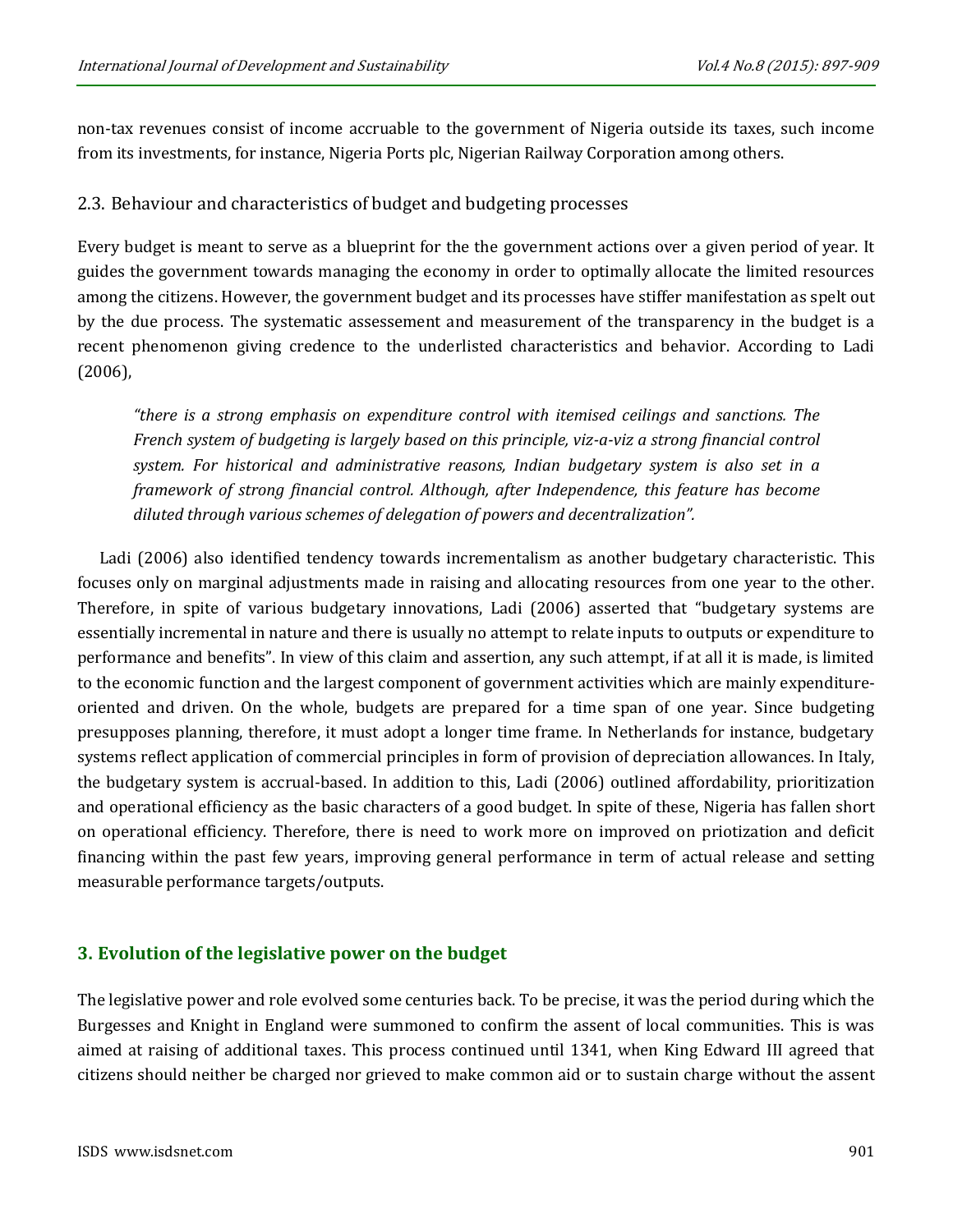non-tax revenues consist of income accruable to the government of Nigeria outside its taxes, such income from its investments, for instance, Nigeria Ports plc, Nigerian Railway Corporation among others.

### 2.3. Behaviour and characteristics of budget and budgeting processes

Every budget is meant to serve as a blueprint for the the government actions over a given period of year. It guides the government towards managing the economy in order to optimally allocate the limited resources among the citizens. However, the government budget and its processes have stiffer manifestation as spelt out by the due process. The systematic assessement and measurement of the transparency in the budget is a recent phenomenon giving credence to the underlisted characteristics and behavior. According to Ladi (2006),

> *"there is a strong emphasis on expenditure control with itemised ceilings and sanctions. The French system of budgeting is largely based on this principle, viz-a-viz a strong financial control system. For historical and administrative reasons, Indian budgetary system is also set in a framework of strong financial control. Although, after Independence, this feature has become diluted through various schemes of delegation of powers and decentralization".*

Ladi (2006) also identified tendency towards incrementalism as another budgetary characteristic. This focuses only on marginal adjustments made in raising and allocating resources from one year to the other. Therefore, in spite of various budgetary innovations, Ladi (2006) asserted that "budgetary systems are essentially incremental in nature and there is usually no attempt to relate inputs to outputs or expenditure to performance and benefits". In view of this claim and assertion, any such attempt, if at all it is made, is limited to the economic function and the largest component of government activities which are mainly expenditure-oriented and driven. On the whole, budgets are prepared for a time span of one year. Since budgeting presupposes planning, therefore, it must adopt a longer time frame. In Netherlands for instance, budgetary systems reflect application of commercial principles in form of provision of depreciation allowances. In Italy, the budgetary system is accrual-based. In addition to this, Ladi (2006) outlined affordability, prioritization and operational efficiency as the basic characters of a good budget. In spite of these, Nigeria has fallen short on operational efficiency. Therefore, there is need to work more on improved on priotization and deficit financing within the past few years, improving general performance in term of actual release and setting measurable performance targets/outputs.

## 3. Evolution of the legislative power on the budget

The legislative power and role evolved some centuries back. To be precise, it was the period during which the Burgesses and Knight in England were summoned to confirm the assent of local communities. This is was aimed at raising of additional taxes. This process continued until 1341, when King Edward III agreed that citizens should neither be charged nor grieved to make common aid or to sustain charge without the assent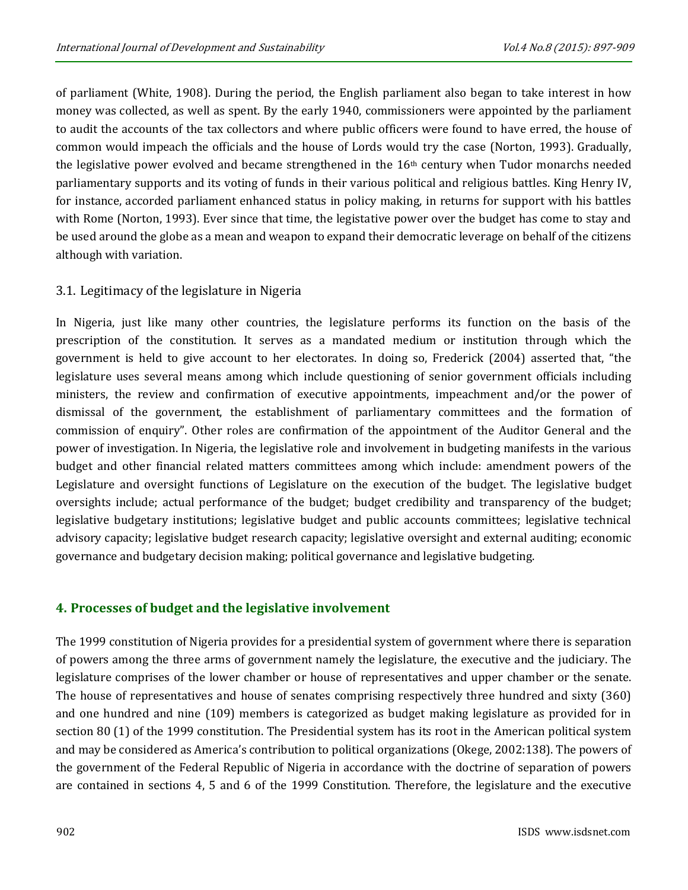of parliament (White, 1908). During the period, the English parliament also began to take interest in how money was collected, as well as spent. By the early 1940, commissioners were appointed by the parliament to audit the accounts of the tax collectors and where public officers were found to have erred, the house of common would impeach the officials and the house of Lords would try the case (Norton, 1993). Gradually, the legislative power evolved and became strengthened in the 16th century when Tudor monarchs needed parliamentary supports and its voting of funds in their various political and religious battles. King Henry IV, for instance, accorded parliament enhanced status in policy making, in returns for support with his battles with Rome (Norton, 1993). Ever since that time, the legistative power over the budget has come to stay and be used around the globe as a mean and weapon to expand their democratic leverage on behalf of the citizens although with variation.

### 3.1. Legitimacy of the legislature in Nigeria

In Nigeria, just like many other countries, the legislature performs its function on the basis of the prescription of the constitution. It serves as a mandated medium or institution through which the government is held to give account to her electorates. In doing so, Frederick (2004) asserted that, "the legislature uses several means among which include questioning of senior government officials including ministers, the review and confirmation of executive appointments, impeachment and/or the power of dismissal of the government, the establishment of parliamentary committees and the formation of commission of enquiry". Other roles are confirmation of the appointment of the Auditor General and the power of investigation. In Nigeria, the legislative role and involvement in budgeting manifests in the various budget and other financial related matters committees among which include: amendment powers of the Legislature and oversight functions of Legislature on the execution of the budget. The legislative budget oversights include; actual performance of the budget; budget credibility and transparency of the budget; legislative budgetary institutions; legislative budget and public accounts committees; legislative technical advisory capacity; legislative budget research capacity; legislative oversight and external auditing; economic governance and budgetary decision making; political governance and legislative budgeting.

## 4. Processes of budget and the legislative involvement

The 1999 constitution of Nigeria provides for a presidential system of government where there is separation of powers among the three arms of government namely the legislature, the executive and the judiciary. The legislature comprises of the lower chamber or house of representatives and upper chamber or the senate. The house of representatives and house of senates comprising respectively three hundred and sixty (360) and one hundred and nine (109) members is categorized as budget making legislature as provided for in section 80 (1) of the 1999 constitution. The Presidential system has its root in the American political system and may be considered as America's contribution to political organizations (Okege, 2002:138). The powers of the government of the Federal Republic of Nigeria in accordance with the doctrine of separation of powers are contained in sections 4, 5 and 6 of the 1999 Constitution. Therefore, the legislature and the executive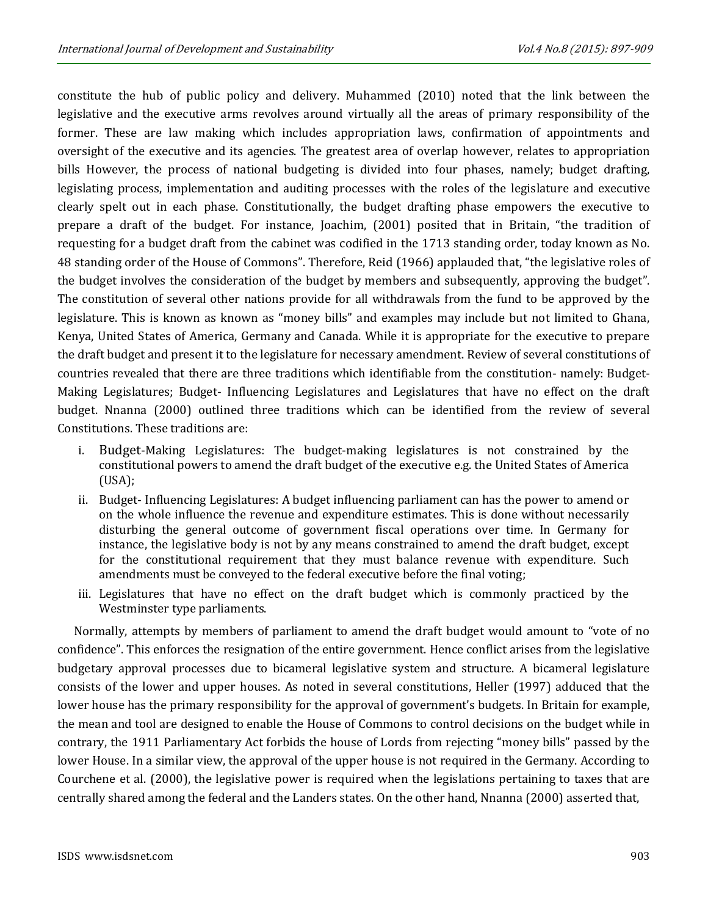constitute the hub of public policy and delivery. Muhammed (2010) noted that the link between the legislative and the executive arms revolves around virtually all the areas of primary responsibility of the former. These are law making which includes appropriation laws, confirmation of appointments and oversight of the executive and its agencies. The greatest area of overlap however, relates to appropriation bills However, the process of national budgeting is divided into four phases, namely; budget drafting, legislating process, implementation and auditing processes with the roles of the legislature and executive clearly spelt out in each phase. Constitutionally, the budget drafting phase empowers the executive to prepare a draft of the budget. For instance, Joachim, (2001) posited that in Britain, "the tradition of requesting for a budget draft from the cabinet was codified in the 1713 standing order, today known as No. 48 standing order of the House of Commons". Therefore, Reid (1966) applauded that, "the legislative roles of the budget involves the consideration of the budget by members and subsequently, approving the budget". The constitution of several other nations provide for all withdrawals from the fund to be approved by the legislature. This is known as known as "money bills" and examples may include but not limited to Ghana, Kenya, United States of America, Germany and Canada. While it is appropriate for the executive to prepare the draft budget and present it to the legislature for necessary amendment. Review of several constitutions of countries revealed that there are three traditions which identifiable from the constitution- namely: Budget-Making Legislatures; Budget- Influencing Legislatures and Legislatures that have no effect on the draft budget. Nnanna (2000) outlined three traditions which can be identified from the review of several Constitutions. These traditions are:

i. Budget-Making Legislatures: The budget-making legislatures is not constrained by the constitutional powers to amend the draft budget of the executive e.g. the United States of America (USA);
ii. Budget- Influencing Legislatures: A budget influencing parliament can has the power to amend or on the whole influence the revenue and expenditure estimates. This is done without necessarily disturbing the general outcome of government fiscal operations over time. In Germany for instance, the legislative body is not by any means constrained to amend the draft budget, except for the constitutional requirement that they must balance revenue with expenditure. Such amendments must be conveyed to the federal executive before the final voting;
iii. Legislatures that have no effect on the draft budget which is commonly practiced by the Westminster type parliaments.

Normally, attempts by members of parliament to amend the draft budget would amount to "vote of no confidence". This enforces the resignation of the entire government. Hence conflict arises from the legislative budgetary approval processes due to bicameral legislative system and structure. A bicameral legislature consists of the lower and upper houses. As noted in several constitutions, Heller (1997) adduced that the lower house has the primary responsibility for the approval of government's budgets. In Britain for example, the mean and tool are designed to enable the House of Commons to control decisions on the budget while in contrary, the 1911 Parliamentary Act forbids the house of Lords from rejecting "money bills" passed by the lower House. In a similar view, the approval of the upper house is not required in the Germany. According to Courchene et al. (2000), the legislative power is required when the legislations pertaining to taxes that are centrally shared among the federal and the Landers states. On the other hand, Nnanna (2000) asserted that,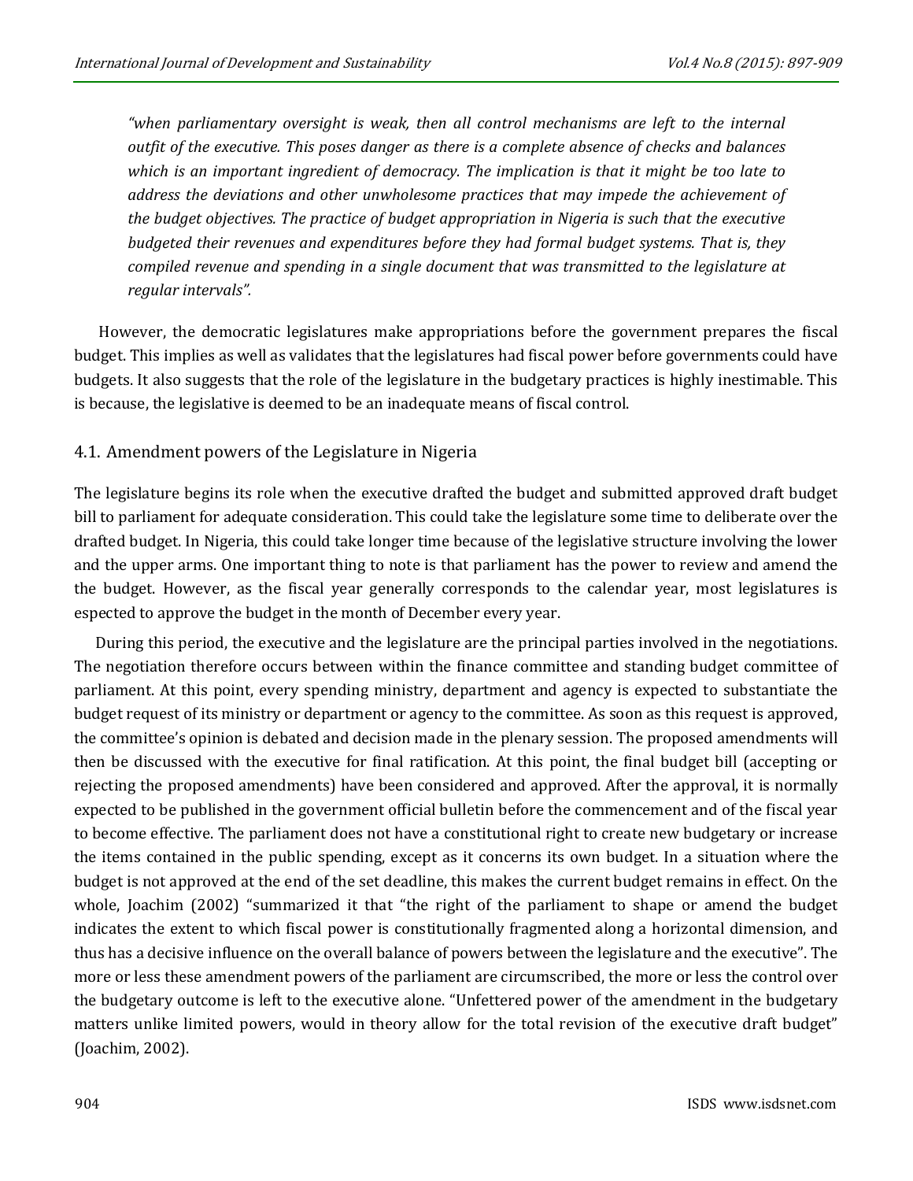*"when parliamentary oversight is weak, then all control mechanisms are left to the internal outfit of the executive. This poses danger as there is a complete absence of checks and balances which is an important ingredient of democracy. The implication is that it might be too late to address the deviations and other unwholesome practices that may impede the achievement of the budget objectives. The practice of budget appropriation in Nigeria is such that the executive budgeted their revenues and expenditures before they had formal budget systems. That is, they compiled revenue and spending in a single document that was transmitted to the legislature at regular intervals".*

However, the democratic legislatures make appropriations before the government prepares the fiscal budget. This implies as well as validates that the legislatures had fiscal power before governments could have budgets. It also suggests that the role of the legislature in the budgetary practices is highly inestimable. This is because, the legislative is deemed to be an inadequate means of fiscal control.

## 4.1. Amendment powers of the Legislature in Nigeria

The legislature begins its role when the executive drafted the budget and submitted approved draft budget bill to parliament for adequate consideration. This could take the legislature some time to deliberate over the drafted budget. In Nigeria, this could take longer time because of the legislative structure involving the lower and the upper arms. One important thing to note is that parliament has the power to review and amend the the budget. However, as the fiscal year generally corresponds to the calendar year, most legislatures is espected to approve the budget in the month of December every year.

During this period, the executive and the legislature are the principal parties involved in the negotiations. The negotiation therefore occurs between within the finance committee and standing budget committee of parliament. At this point, every spending ministry, department and agency is expected to substantiate the budget request of its ministry or department or agency to the committee. As soon as this request is approved, the committee's opinion is debated and decision made in the plenary session. The proposed amendments will then be discussed with the executive for final ratification. At this point, the final budget bill (accepting or rejecting the proposed amendments) have been considered and approved. After the approval, it is normally expected to be published in the government official bulletin before the commencement and of the fiscal year to become effective. The parliament does not have a constitutional right to create new budgetary or increase the items contained in the public spending, except as it concerns its own budget. In a situation where the budget is not approved at the end of the set deadline, this makes the current budget remains in effect. On the whole, Joachim (2002) "summarized it that "the right of the parliament to shape or amend the budget indicates the extent to which fiscal power is constitutionally fragmented along a horizontal dimension, and thus has a decisive influence on the overall balance of powers between the legislature and the executive". The more or less these amendment powers of the parliament are circumscribed, the more or less the control over the budgetary outcome is left to the executive alone. "Unfettered power of the amendment in the budgetary matters unlike limited powers, would in theory allow for the total revision of the executive draft budget" (Joachim, 2002).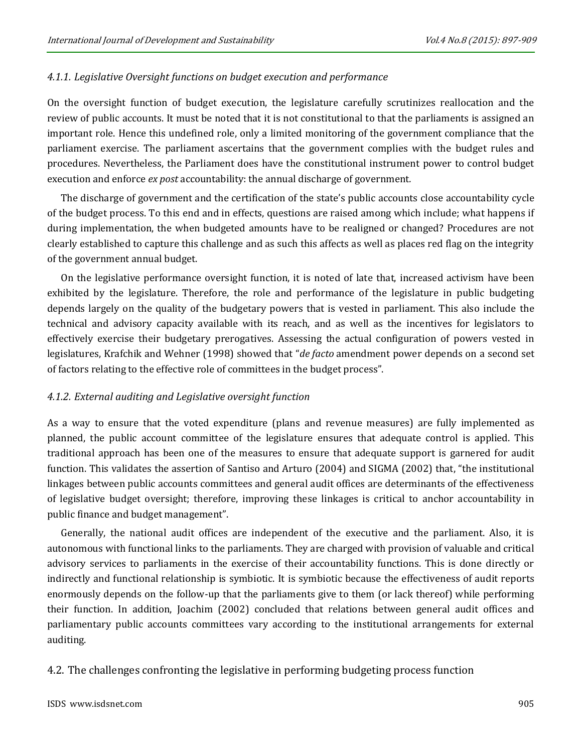#### *4.1.1. Legislative Oversight functions on budget execution and performance*

On the oversight function of budget execution, the legislature carefully scrutinizes reallocation and the review of public accounts. It must be noted that it is not constitutional to that the parliaments is assigned an important role. Hence this undefined role, only a limited monitoring of the government compliance that the parliament exercise. The parliament ascertains that the government complies with the budget rules and procedures. Nevertheless, the Parliament does have the constitutional instrument power to control budget execution and enforce *ex post* accountability: the annual discharge of government.

The discharge of government and the certification of the state's public accounts close accountability cycle of the budget process. To this end and in effects, questions are raised among which include; what happens if during implementation, the when budgeted amounts have to be realigned or changed? Procedures are not clearly established to capture this challenge and as such this affects as well as places red flag on the integrity of the government annual budget.

On the legislative performance oversight function, it is noted of late that, increased activism have been exhibited by the legislature. Therefore, the role and performance of the legislature in public budgeting depends largely on the quality of the budgetary powers that is vested in parliament. This also include the technical and advisory capacity available with its reach, and as well as the incentives for legislators to effectively exercise their budgetary prerogatives. Assessing the actual configuration of powers vested in legislatures, Krafchik and Wehner (1998) showed that "*de facto* amendment power depends on a second set of factors relating to the effective role of committees in the budget process".

#### *4.1.2. External auditing and Legislative oversight function*

As a way to ensure that the voted expenditure (plans and revenue measures) are fully implemented as planned, the public account committee of the legislature ensures that adequate control is applied. This traditional approach has been one of the measures to ensure that adequate support is garnered for audit function. This validates the assertion of Santiso and Arturo (2004) and SIGMA (2002) that, "the institutional linkages between public accounts committees and general audit offices are determinants of the effectiveness of legislative budget oversight; therefore, improving these linkages is critical to anchor accountability in public finance and budget management".

Generally, the national audit offices are independent of the executive and the parliament. Also, it is autonomous with functional links to the parliaments. They are charged with provision of valuable and critical advisory services to parliaments in the exercise of their accountability functions. This is done directly or indirectly and functional relationship is symbiotic. It is symbiotic because the effectiveness of audit reports enormously depends on the follow-up that the parliaments give to them (or lack thereof) while performing their function. In addition, Joachim (2002) concluded that relations between general audit offices and parliamentary public accounts committees vary according to the institutional arrangements for external auditing.

### 4.2. The challenges confronting the legislative in performing budgeting process function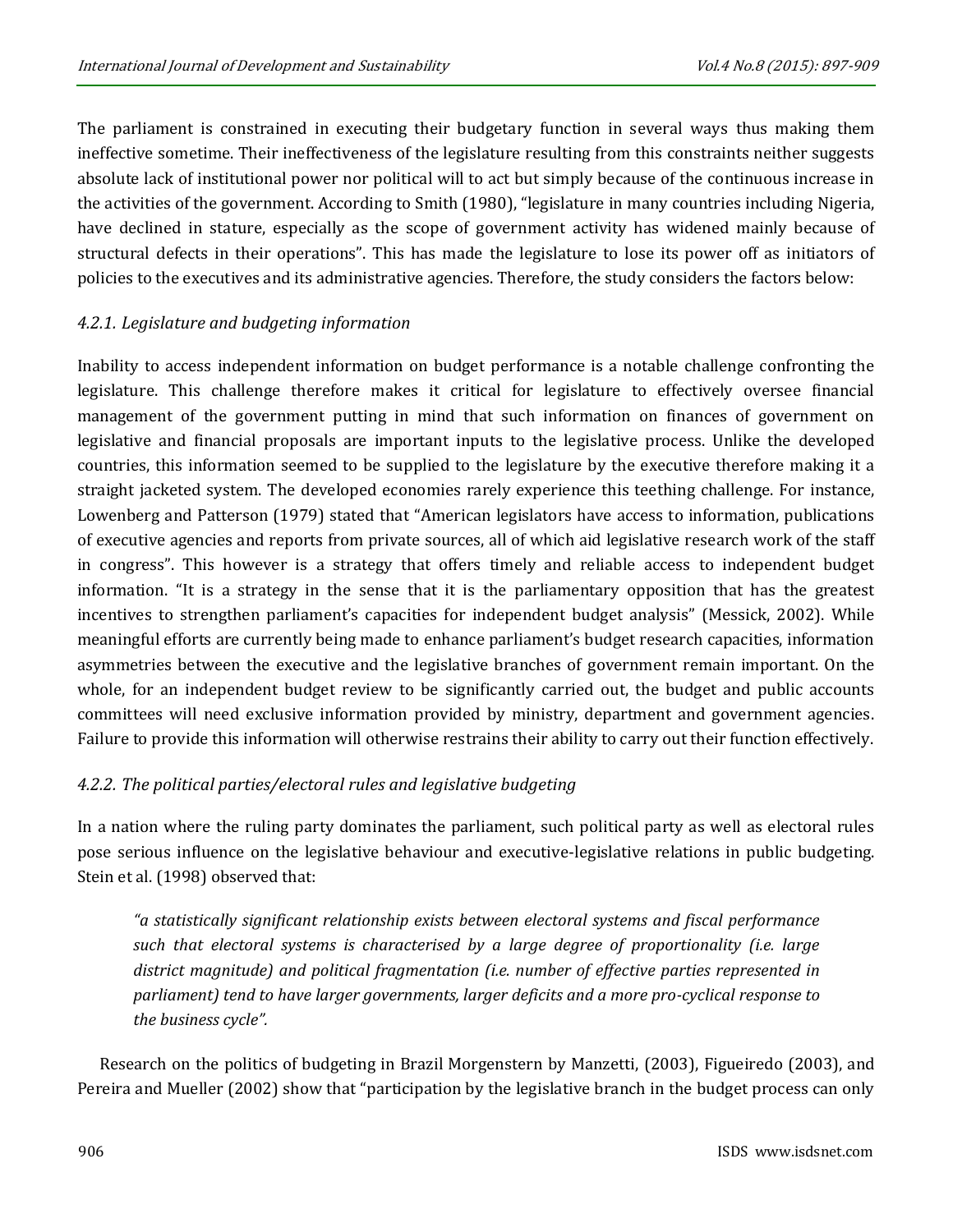The parliament is constrained in executing their budgetary function in several ways thus making them ineffective sometime. Their ineffectiveness of the legislature resulting from this constraints neither suggests absolute lack of institutional power nor political will to act but simply because of the continuous increase in the activities of the government. According to Smith (1980), "legislature in many countries including Nigeria, have declined in stature, especially as the scope of government activity has widened mainly because of structural defects in their operations". This has made the legislature to lose its power off as initiators of policies to the executives and its administrative agencies. Therefore, the study considers the factors below:

### *4.2.1. Legislature and budgeting information*

Inability to access independent information on budget performance is a notable challenge confronting the legislature. This challenge therefore makes it critical for legislature to effectively oversee financial management of the government putting in mind that such information on finances of government on legislative and financial proposals are important inputs to the legislative process. Unlike the developed countries, this information seemed to be supplied to the legislature by the executive therefore making it a straight jacketed system. The developed economies rarely experience this teething challenge. For instance, Lowenberg and Patterson (1979) stated that "American legislators have access to information, publications of executive agencies and reports from private sources, all of which aid legislative research work of the staff in congress". This however is a strategy that offers timely and reliable access to independent budget information. "It is a strategy in the sense that it is the parliamentary opposition that has the greatest incentives to strengthen parliament's capacities for independent budget analysis" (Messick, 2002). While meaningful efforts are currently being made to enhance parliament's budget research capacities, information asymmetries between the executive and the legislative branches of government remain important. On the whole, for an independent budget review to be significantly carried out, the budget and public accounts committees will need exclusive information provided by ministry, department and government agencies. Failure to provide this information will otherwise restrains their ability to carry out their function effectively.

### *4.2.2. The political parties/electoral rules and legislative budgeting*

In a nation where the ruling party dominates the parliament, such political party as well as electoral rules pose serious influence on the legislative behaviour and executive-legislative relations in public budgeting. Stein et al. (1998) observed that:

> *"a statistically significant relationship exists between electoral systems and fiscal performance such that electoral systems is characterised by a large degree of proportionality (i.e. large district magnitude) and political fragmentation (i.e. number of effective parties represented in parliament) tend to have larger governments, larger deficits and a more pro-cyclical response to the business cycle".*

Research on the politics of budgeting in Brazil Morgenstern by Manzetti, (2003), Figueiredo (2003), and Pereira and Mueller (2002) show that "participation by the legislative branch in the budget process can only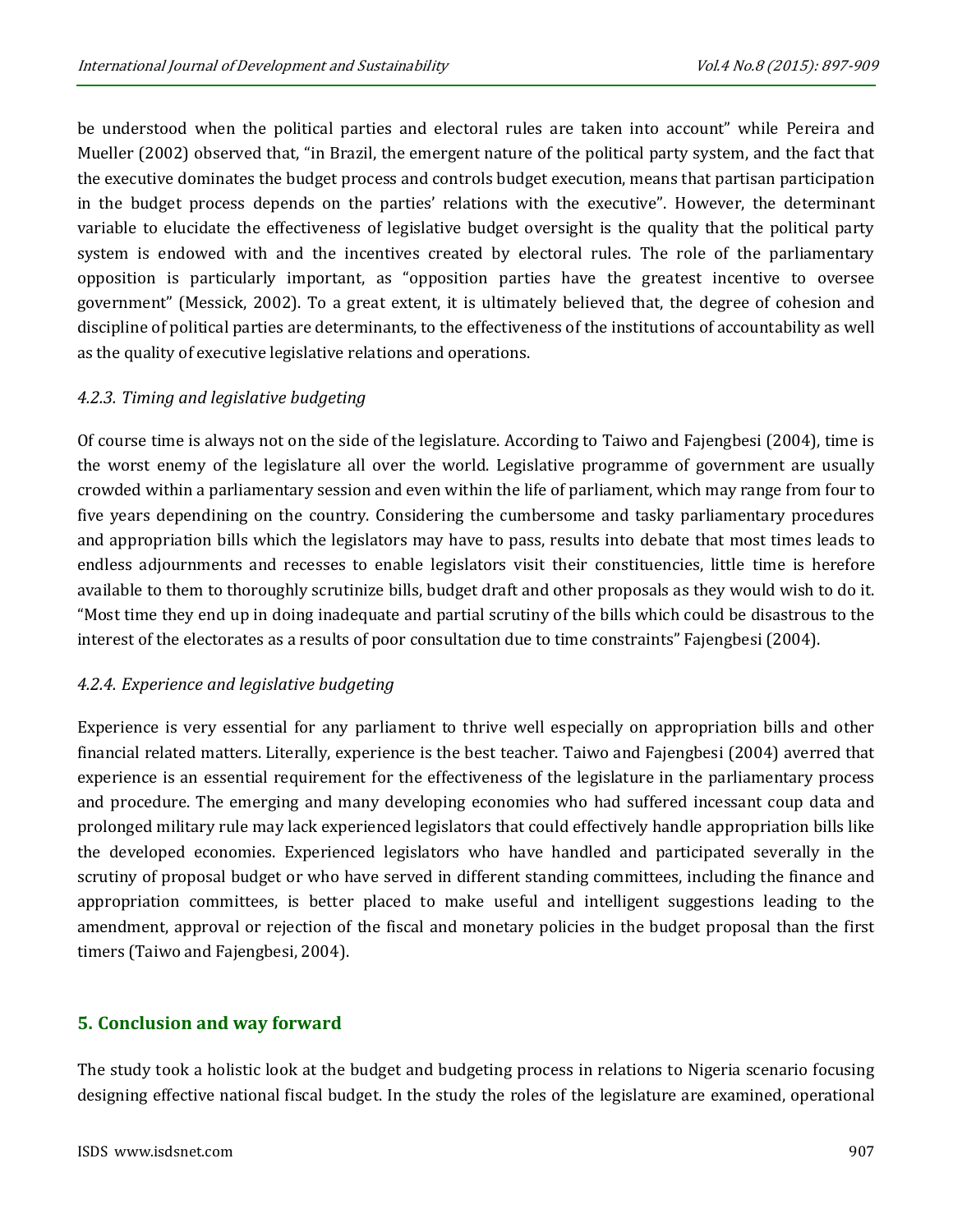be understood when the political parties and electoral rules are taken into account" while Pereira and Mueller (2002) observed that, "in Brazil, the emergent nature of the political party system, and the fact that the executive dominates the budget process and controls budget execution, means that partisan participation in the budget process depends on the parties' relations with the executive". However, the determinant variable to elucidate the effectiveness of legislative budget oversight is the quality that the political party system is endowed with and the incentives created by electoral rules. The role of the parliamentary opposition is particularly important, as "opposition parties have the greatest incentive to oversee government" (Messick, 2002). To a great extent, it is ultimately believed that, the degree of cohesion and discipline of political parties are determinants, to the effectiveness of the institutions of accountability as well as the quality of executive legislative relations and operations.

#### *4.2.3. Timing and legislative budgeting*

Of course time is always not on the side of the legislature. According to Taiwo and Fajengbesi (2004), time is the worst enemy of the legislature all over the world. Legislative programme of government are usually crowded within a parliamentary session and even within the life of parliament, which may range from four to five years dependining on the country. Considering the cumbersome and tasky parliamentary procedures and appropriation bills which the legislators may have to pass, results into debate that most times leads to endless adjournments and recesses to enable legislators visit their constituencies, little time is herefore available to them to thoroughly scrutinize bills, budget draft and other proposals as they would wish to do it. "Most time they end up in doing inadequate and partial scrutiny of the bills which could be disastrous to the interest of the electorates as a results of poor consultation due to time constraints" Fajengbesi (2004).

#### *4.2.4. Experience and legislative budgeting*

Experience is very essential for any parliament to thrive well especially on appropriation bills and other financial related matters. Literally, experience is the best teacher. Taiwo and Fajengbesi (2004) averred that experience is an essential requirement for the effectiveness of the legislature in the parliamentary process and procedure. The emerging and many developing economies who had suffered incessant coup data and prolonged military rule may lack experienced legislators that could effectively handle appropriation bills like the developed economies. Experienced legislators who have handled and participated severally in the scrutiny of proposal budget or who have served in different standing committees, including the finance and appropriation committees, is better placed to make useful and intelligent suggestions leading to the amendment, approval or rejection of the fiscal and monetary policies in the budget proposal than the first timers (Taiwo and Fajengbesi, 2004).

## 5. Conclusion and way forward

The study took a holistic look at the budget and budgeting process in relations to Nigeria scenario focusing designing effective national fiscal budget. In the study the roles of the legislature are examined, operational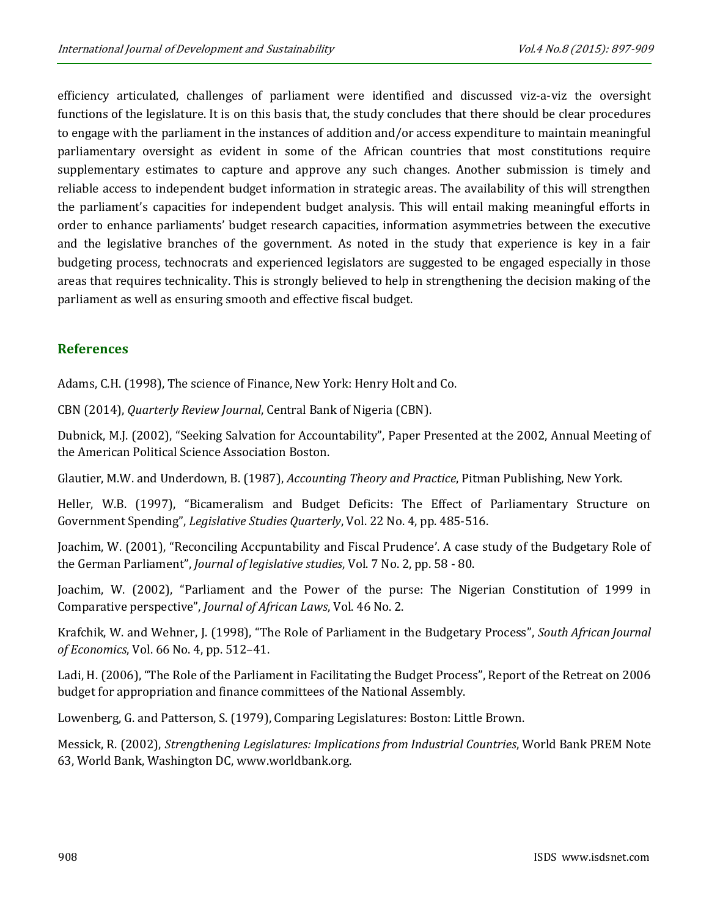efficiency articulated, challenges of parliament were identified and discussed viz-a-viz the oversight functions of the legislature. It is on this basis that, the study concludes that there should be clear procedures to engage with the parliament in the instances of addition and/or access expenditure to maintain meaningful parliamentary oversight as evident in some of the African countries that most constitutions require supplementary estimates to capture and approve any such changes. Another submission is timely and reliable access to independent budget information in strategic areas. The availability of this will strengthen the parliament's capacities for independent budget analysis. This will entail making meaningful efforts in order to enhance parliaments' budget research capacities, information asymmetries between the executive and the legislative branches of the government. As noted in the study that experience is key in a fair budgeting process, technocrats and experienced legislators are suggested to be engaged especially in those areas that requires technicality. This is strongly believed to help in strengthening the decision making of the parliament as well as ensuring smooth and effective fiscal budget.

## References

Adams, C.H. (1998), The science of Finance, New York: Henry Holt and Co.

CBN (2014), *Quarterly Review Journal*, Central Bank of Nigeria (CBN).

Dubnick, M.J. (2002), "Seeking Salvation for Accountability", Paper Presented at the 2002, Annual Meeting of the American Political Science Association Boston.

Glautier, M.W. and Underdown, B. (1987), *Accounting Theory and Practice*, Pitman Publishing, New York.

Heller, W.B. (1997), "Bicameralism and Budget Deficits: The Effect of Parliamentary Structure on Government Spending", *Legislative Studies Quarterly*, Vol. 22 No. 4, pp. 485-516.

Joachim, W. (2001), "Reconciling Accpuntability and Fiscal Prudence'. A case study of the Budgetary Role of the German Parliament", *Journal of legislative studies*, Vol. 7 No. 2, pp. 58 - 80.

Joachim, W. (2002), "Parliament and the Power of the purse: The Nigerian Constitution of 1999 in Comparative perspective", *Journal of African Laws*, Vol. 46 No. 2.

Krafchik, W. and Wehner, J. (1998), "The Role of Parliament in the Budgetary Process", *South African Journal of Economics*, Vol. 66 No. 4, pp. 512–41.

Ladi, H. (2006), "The Role of the Parliament in Facilitating the Budget Process", Report of the Retreat on 2006 budget for appropriation and finance committees of the National Assembly.

Lowenberg, G. and Patterson, S. (1979), Comparing Legislatures: Boston: Little Brown.

Messick, R. (2002), *Strengthening Legislatures: Implications from Industrial Countries*, World Bank PREM Note 63, World Bank, Washington DC, www.worldbank.org.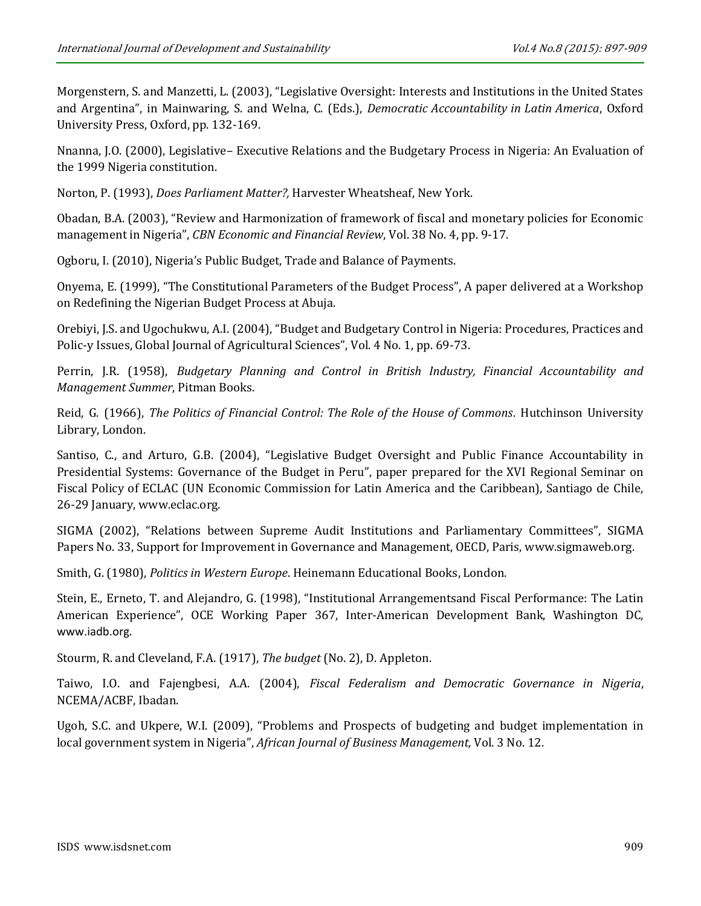Morgenstern, S. and Manzetti, L. (2003), “Legislative Oversight: Interests and Institutions in the United States and Argentina”, in Mainwaring, S. and Welna, C. (Eds.), *Democratic Accountability in Latin America*, Oxford University Press, Oxford, pp. 132-169.

Nnanna, J.O. (2000), Legislative– Executive Relations and the Budgetary Process in Nigeria: An Evaluation of the 1999 Nigeria constitution.

Norton, P. (1993), *Does Parliament Matter?,* Harvester Wheatsheaf, New York.

Obadan, B.A. (2003), “Review and Harmonization of framework of fiscal and monetary policies for Economic management in Nigeria”, *CBN Economic and Financial Review*, Vol. 38 No. 4, pp. 9-17.

Ogboru, I. (2010), Nigeria’s Public Budget, Trade and Balance of Payments.

Onyema, E. (1999), “The Constitutional Parameters of the Budget Process”, A paper delivered at a Workshop on Redefining the Nigerian Budget Process at Abuja.

Orebiyi, J.S. and Ugochukwu, A.I. (2004), “Budget and Budgetary Control in Nigeria: Procedures, Practices and Polic-y Issues, Global Journal of Agricultural Sciences”, Vol. 4 No. 1, pp. 69-73.

Perrin, J.R. (1958), *Budgetary Planning and Control in British Industry, Financial Accountability and Management Summer*, Pitman Books.

Reid, G. (1966), *The Politics of Financial Control: The Role of the House of Commons*. Hutchinson University Library, London.

Santiso, C., and Arturo, G.B. (2004), “Legislative Budget Oversight and Public Finance Accountability in Presidential Systems: Governance of the Budget in Peru”, paper prepared for the XVI Regional Seminar on Fiscal Policy of ECLAC (UN Economic Commission for Latin America and the Caribbean), Santiago de Chile, 26-29 January, www.eclac.org.

SIGMA (2002), “Relations between Supreme Audit Institutions and Parliamentary Committees”, SIGMA Papers No. 33, Support for Improvement in Governance and Management, OECD, Paris, www.sigmaweb.org.

Smith, G. (1980), *Politics in Western Europe*. Heinemann Educational Books, London.

Stein, E., Erneto, T. and Alejandro, G. (1998), “Institutional Arrangementsand Fiscal Performance: The Latin American Experience”, OCE Working Paper 367, Inter-American Development Bank, Washington DC, www.iadb.org.

Stourm, R. and Cleveland, F.A. (1917), *The budget* (No. 2), D. Appleton.

Taiwo, I.O. and Fajengbesi, A.A. (2004), *Fiscal Federalism and Democratic Governance in Nigeria*, NCEMA/ACBF, Ibadan.

Ugoh, S.C. and Ukpere, W.I. (2009), “Problems and Prospects of budgeting and budget implementation in local government system in Nigeria”, *African Journal of Business Management,* Vol. 3 No. 12.